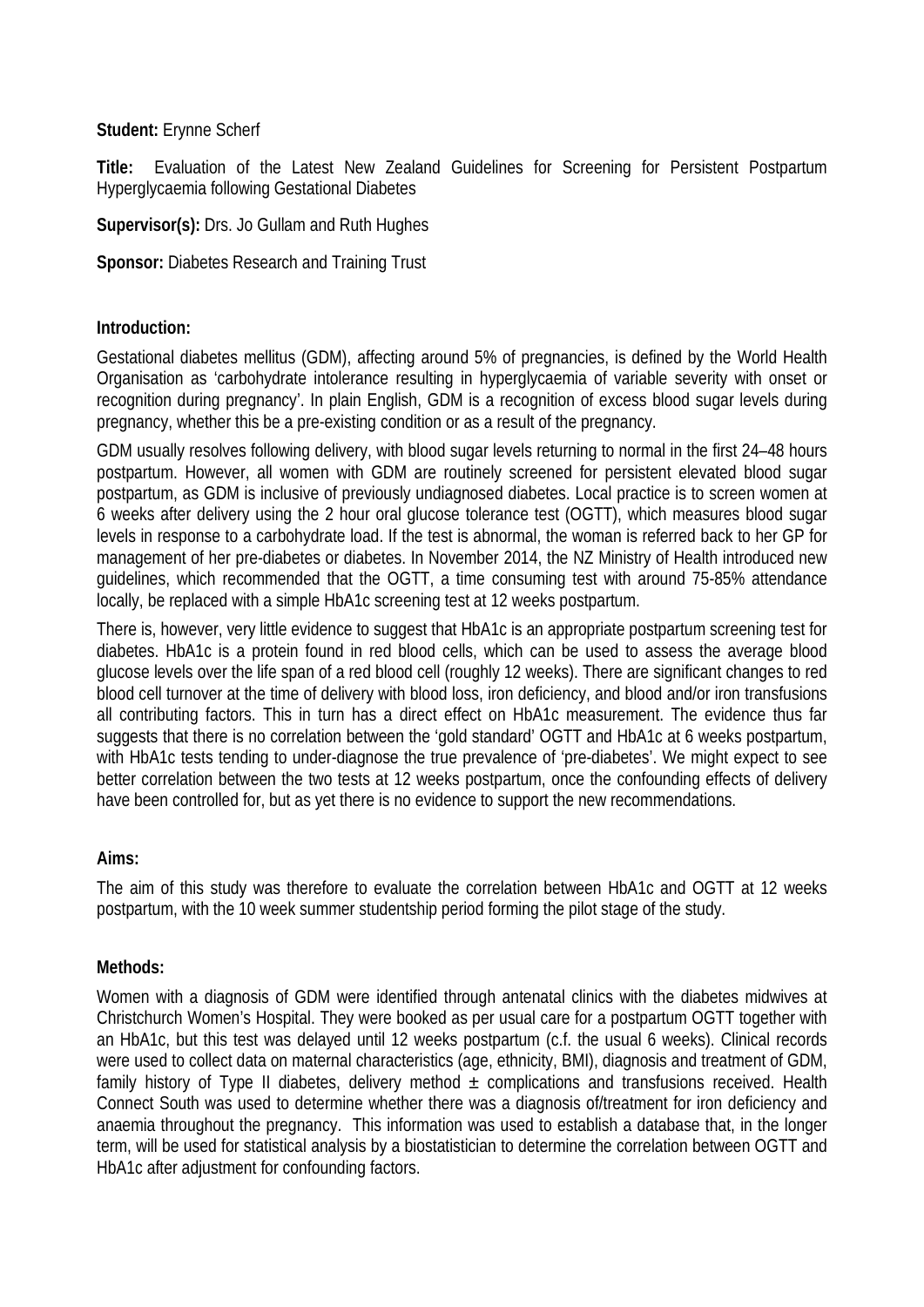**Student:** Erynne Scherf

**Title:** Evaluation of the Latest New Zealand Guidelines for Screening for Persistent Postpartum Hyperglycaemia following Gestational Diabetes

**Supervisor(s):** Drs. Jo Gullam and Ruth Hughes

**Sponsor:** Diabetes Research and Training Trust

**Introduction:**

Gestational diabetes mellitus (GDM), affecting around 5% of pregnancies, is defined by the World Health Organisation as 'carbohydrate intolerance resulting in hyperglycaemia of variable severity with onset or recognition during pregnancy'. In plain English, GDM is a recognition of excess blood sugar levels during pregnancy, whether this be a pre-existing condition or as a result of the pregnancy.

GDM usually resolves following delivery, with blood sugar levels returning to normal in the first 24–48 hours postpartum. However, all women with GDM are routinely screened for persistent elevated blood sugar postpartum, as GDM is inclusive of previously undiagnosed diabetes. Local practice is to screen women at 6 weeks after delivery using the 2 hour oral glucose tolerance test (OGTT), which measures blood sugar levels in response to a carbohydrate load. If the test is abnormal, the woman is referred back to her GP for management of her pre-diabetes or diabetes. In November 2014, the NZ Ministry of Health introduced new guidelines, which recommended that the OGTT, a time consuming test with around 75-85% attendance locally, be replaced with a simple HbA1c screening test at 12 weeks postpartum.

There is, however, very little evidence to suggest that HbA1c is an appropriate postpartum screening test for diabetes. HbA1c is a protein found in red blood cells, which can be used to assess the average blood glucose levels over the life span of a red blood cell (roughly 12 weeks). There are significant changes to red blood cell turnover at the time of delivery with blood loss, iron deficiency, and blood and/or iron transfusions all contributing factors. This in turn has a direct effect on HbA1c measurement. The evidence thus far suggests that there is no correlation between the 'gold standard' OGTT and HbA1c at 6 weeks postpartum, with HbA1c tests tending to under-diagnose the true prevalence of 'pre-diabetes'. We might expect to see better correlation between the two tests at 12 weeks postpartum, once the confounding effects of delivery have been controlled for, but as yet there is no evidence to support the new recommendations.

**Aims:**

The aim of this study was therefore to evaluate the correlation between HbA1c and OGTT at 12 weeks postpartum, with the 10 week summer studentship period forming the pilot stage of the study.

**Methods:**

Women with a diagnosis of GDM were identified through antenatal clinics with the diabetes midwives at Christchurch Women's Hospital. They were booked as per usual care for a postpartum OGTT together with an HbA1c, but this test was delayed until 12 weeks postpartum (c.f. the usual 6 weeks). Clinical records were used to collect data on maternal characteristics (age, ethnicity, BMI), diagnosis and treatment of GDM, family history of Type II diabetes, delivery method ± complications and transfusions received. Health Connect South was used to determine whether there was a diagnosis of/treatment for iron deficiency and anaemia throughout the pregnancy. This information was used to establish a database that, in the longer term, will be used for statistical analysis by a biostatistician to determine the correlation between OGTT and HbA1c after adjustment for confounding factors.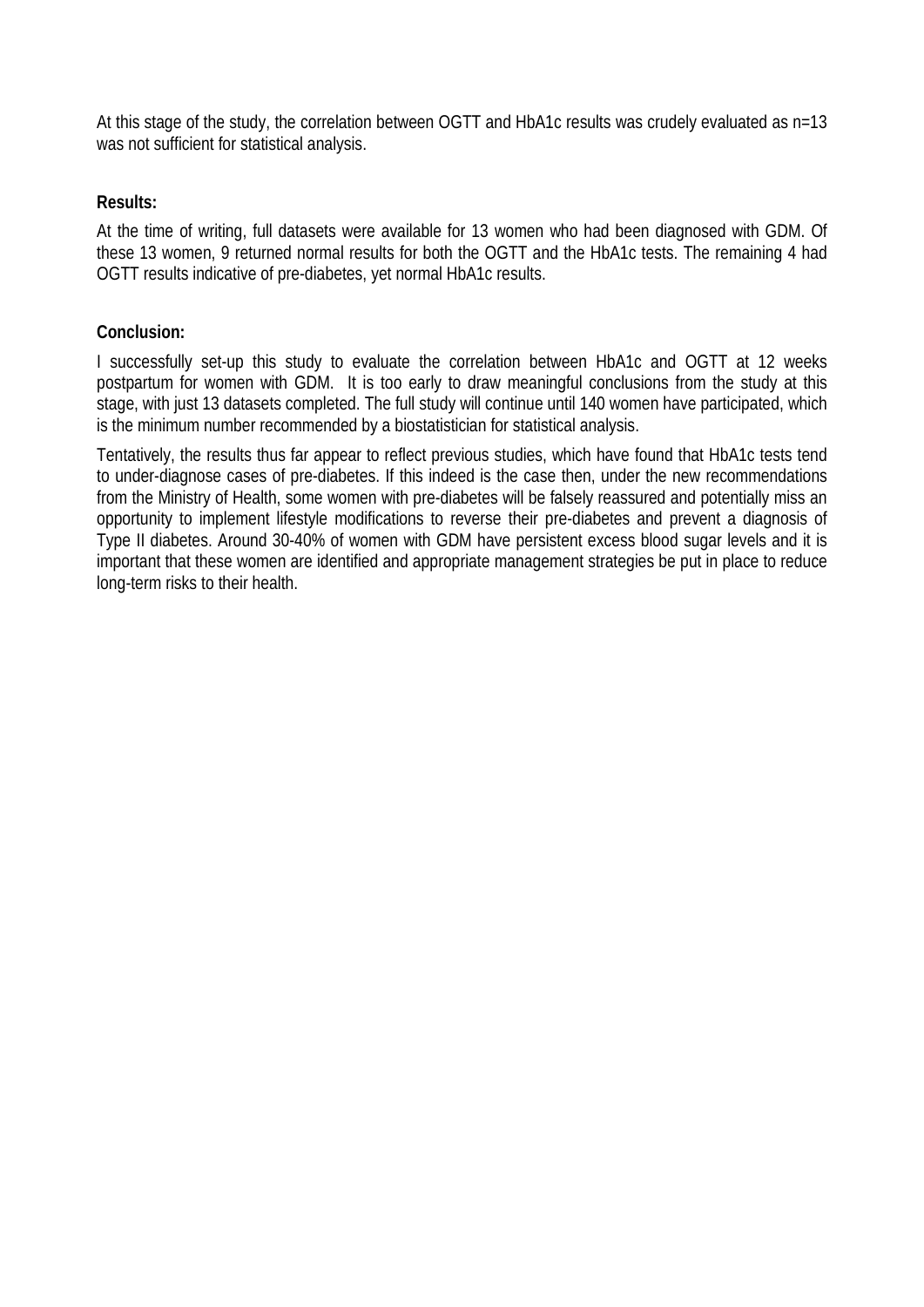At this stage of the study, the correlation between OGTT and HbA1c results was crudely evaluated as n=13 was not sufficient for statistical analysis.

**Results:**

At the time of writing, full datasets were available for 13 women who had been diagnosed with GDM. Of these 13 women, 9 returned normal results for both the OGTT and the HbA1c tests. The remaining 4 had OGTT results indicative of pre-diabetes, yet normal HbA1c results.

**Conclusion:**

I successfully set-up this study to evaluate the correlation between HbA1c and OGTT at 12 weeks postpartum for women with GDM. It is too early to draw meaningful conclusions from the study at this stage, with just 13 datasets completed. The full study will continue until 140 women have participated, which is the minimum number recommended by a biostatistician for statistical analysis.

Tentatively, the results thus far appear to reflect previous studies, which have found that HbA1c tests tend to under-diagnose cases of pre-diabetes. If this indeed is the case then, under the new recommendations from the Ministry of Health, some women with pre-diabetes will be falsely reassured and potentially miss an opportunity to implement lifestyle modifications to reverse their pre-diabetes and prevent a diagnosis of Type II diabetes. Around 30-40% of women with GDM have persistent excess blood sugar levels and it is important that these women are identified and appropriate management strategies be put in place to reduce long-term risks to their health.